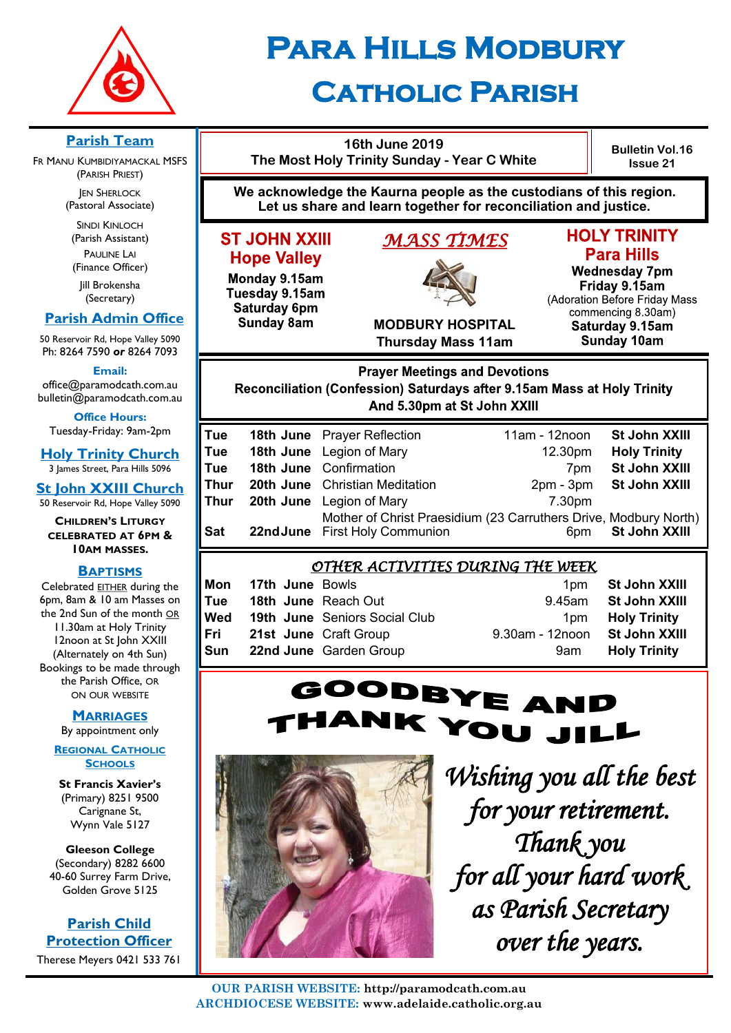# Para Hills Modbury Catholic Parish

## Parish Team

Fr Manu Kumbidiyamackal MSFS
(Parish Priest)

Jen Sherlock
(Pastoral Associate)

Sindi Kinloch
(Parish Assistant)

Pauline Lai
(Finance Officer)

Jill Brokensha
(Secretary)

## Parish Admin Office

50 Reservoir Rd, Hope Valley 5090
Ph: 8264 7590 *or* 8264 7093

**Email:**
office@paramodcath.com.au
bulletin@paramodcath.com.au

**Office Hours:**
Tuesday-Friday: 9am-2pm

## Holy Trinity Church

3 James Street, Para Hills 5096

## St John XXIII Church

50 Reservoir Rd, Hope Valley 5090

**Children's Liturgy celebrated at 6pm & 10am Masses.**

## Baptisms

Celebrated EITHER during the 6pm, 8am & 10 am Masses on the 2nd Sun of the month OR 11.30am at Holy Trinity 12noon at St John XXIII (Alternately on 4th Sun) Bookings to be made through the Parish Office, or on our website

## Marriages

By appointment only

## Regional Catholic Schools

**St Francis Xavier's**
(Primary) 8251 9500
Carignane St,
Wynn Vale 5127

**Gleeson College**
(Secondary) 8282 6600
40-60 Surrey Farm Drive,
Golden Grove 5125

## Parish Child Protection Officer

Therese Meyers 0421 533 761

---

**16th June 2019**
**The Most Holy Trinity Sunday - Year C White**

**Bulletin Vol.16 Issue 21**

**We acknowledge the Kaurna people as the custodians of this region. Let us share and learn together for reconciliation and justice.**

## *Mass Times*

**ST JOHN XXIII Hope Valley**
Monday 9.15am
Tuesday 9.15am
Saturday 6pm
Sunday 8am

**MODBURY HOSPITAL**
Thursday Mass 11am

**HOLY TRINITY Para Hills**
Wednesday 7pm
Friday 9.15am
(Adoration Before Friday Mass commencing 8.30am)
Saturday 9.15am
Sunday 10am

## Prayer Meetings and Devotions

**Reconciliation (Confession) Saturdays after 9.15am Mass at Holy Trinity And 5.30pm at St John XXIII**

| | | | | |
|---|---|---|---|---|
| **Tue** | **18th June** | Prayer Reflection | 11am - 12noon | **St John XXIII** |
| **Tue** | **18th June** | Legion of Mary | 12.30pm | **Holy Trinity** |
| **Tue** | **18th June** | Confirmation | 7pm | **St John XXIII** |
| **Thur** | **20th June** | Christian Meditation | 2pm - 3pm | **St John XXIII** |
| **Thur** | **20th June** | Legion of Mary — Mother of Christ Praesidium (23 Carruthers Drive, Modbury North) | 7.30pm | |
| **Sat** | **22nd June** | First Holy Communion | 6pm | **St John XXIII** |

## *Other Activities During the Week*

| | | | | |
|---|---|---|---|---|
| **Mon** | **17th June** | Bowls | 1pm | **St John XXIII** |
| **Tue** | **18th June** | Reach Out | 9.45am | **St John XXIII** |
| **Wed** | **19th June** | Seniors Social Club | 1pm | **Holy Trinity** |
| **Fri** | **21st June** | Craft Group | 9.30am - 12noon | **St John XXIII** |
| **Sun** | **22nd June** | Garden Group | 9am | **Holy Trinity** |

## Goodbye and Thank You Jill

*Wishing you all the best for your retirement. Thank you for all your hard work as Parish Secretary over the years.*

**OUR PARISH WEBSITE:** http://paramodcath.com.au
**ARCHDIOCESE WEBSITE:** www.adelaide.catholic.org.au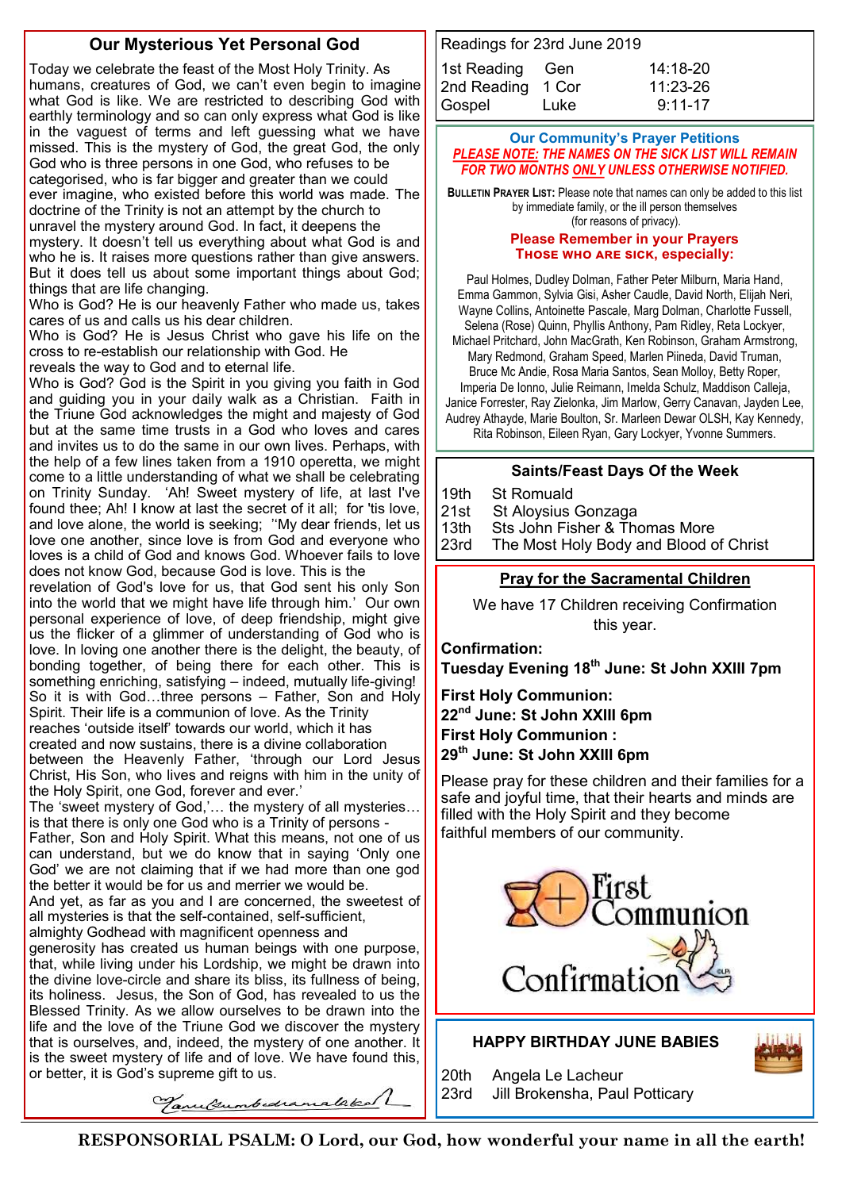## Our Mysterious Yet Personal God

Today we celebrate the feast of the Most Holy Trinity. As humans, creatures of God, we can't even begin to imagine what God is like. We are restricted to describing God with earthly terminology and so can only express what God is like in the vaguest of terms and left guessing what we have missed. This is the mystery of God, the great God, the only God who is three persons in one God, who refuses to be categorised, who is far bigger and greater than we could ever imagine, who existed before this world was made. The doctrine of the Trinity is not an attempt by the church to unravel the mystery around God. In fact, it deepens the mystery. It doesn't tell us everything about what God is and who he is. It raises more questions rather than give answers. But it does tell us about some important things about God; things that are life changing.

Who is God? He is our heavenly Father who made us, takes cares of us and calls us his dear children.

Who is God? He is Jesus Christ who gave his life on the cross to re-establish our relationship with God. He reveals the way to God and to eternal life.

Who is God? God is the Spirit in you giving you faith in God and guiding you in your daily walk as a Christian. Faith in the Triune God acknowledges the might and majesty of God but at the same time trusts in a God who loves and cares and invites us to do the same in our own lives. Perhaps, with the help of a few lines taken from a 1910 operetta, we might come to a little understanding of what we shall be celebrating on Trinity Sunday. 'Ah! Sweet mystery of life, at last I've found thee; Ah! I know at last the secret of it all; for 'tis love, and love alone, the world is seeking; ''My dear friends, let us love one another, since love is from God and everyone who loves is a child of God and knows God. Whoever fails to love does not know God, because God is love. This is the revelation of God's love for us, that God sent his only Son into the world that we might have life through him.' Our own personal experience of love, of deep friendship, might give us the flicker of a glimmer of understanding of God who is love. In loving one another there is the delight, the beauty, of bonding together, of being there for each other. This is something enriching, satisfying – indeed, mutually life-giving! So it is with God…three persons – Father, Son and Holy Spirit. Their life is a communion of love. As the Trinity reaches 'outside itself' towards our world, which it has created and now sustains, there is a divine collaboration between the Heavenly Father, 'through our Lord Jesus Christ, His Son, who lives and reigns with him in the unity of the Holy Spirit, one God, forever and ever.'

The 'sweet mystery of God,'… the mystery of all mysteries… is that there is only one God who is a Trinity of persons - Father, Son and Holy Spirit. What this means, not one of us can understand, but we do know that in saying 'Only one God' we are not claiming that if we had more than one god the better it would be for us and merrier we would be.

And yet, as far as you and I are concerned, the sweetest of all mysteries is that the self-contained, self-sufficient, almighty Godhead with magnificent openness and generosity has created us human beings with one purpose, that, while living under his Lordship, we might be drawn into the divine love-circle and share its bliss, its fullness of being, its holiness. Jesus, the Son of God, has revealed to us the Blessed Trinity. As we allow ourselves to be drawn into the life and the love of the Triune God we discover the mystery that is ourselves, and, indeed, the mystery of one another. It is the sweet mystery of life and of love. We have found this, or better, it is God's supreme gift to us.

*Tom Gumbedramalakal*

---

Readings for 23rd June 2019

| | | |
|---|---|---|
| 1st Reading | Gen | 14:18-20 |
| 2nd Reading | 1 Cor | 11:23-26 |
| Gospel | Luke | 9:11-17 |

### Our Community's Prayer Petitions

***PLEASE NOTE: THE NAMES ON THE SICK LIST WILL REMAIN FOR TWO MONTHS ONLY UNLESS OTHERWISE NOTIFIED.***

**BULLETIN PRAYER LIST:** Please note that names can only be added to this list by immediate family, or the ill person themselves (for reasons of privacy).

**Please Remember in your Prayers THOSE WHO ARE SICK, especially:**

Paul Holmes, Dudley Dolman, Father Peter Milburn, Maria Hand, Emma Gammon, Sylvia Gisi, Asher Caudle, David North, Elijah Neri, Wayne Collins, Antoinette Pascale, Marg Dolman, Charlotte Fussell, Selena (Rose) Quinn, Phyllis Anthony, Pam Ridley, Reta Lockyer, Michael Pritchard, John MacGrath, Ken Robinson, Graham Armstrong, Mary Redmond, Graham Speed, Marlen Piineda, David Truman, Bruce Mc Andie, Rosa Maria Santos, Sean Molloy, Betty Roper, Imperia De Ionno, Julie Reimann, Imelda Schulz, Maddison Calleja, Janice Forrester, Ray Zielonka, Jim Marlow, Gerry Canavan, Jayden Lee, Audrey Athayde, Marie Boulton, Sr. Marleen Dewar OLSH, Kay Kennedy, Rita Robinson, Eileen Ryan, Gary Lockyer, Yvonne Summers.

### Saints/Feast Days Of the Week

| | |
|---|---|
| 19th | St Romuald |
| 21st | St Aloysius Gonzaga |
| 13th | Sts John Fisher & Thomas More |
| 23rd | The Most Holy Body and Blood of Christ |

### Pray for the Sacramental Children

We have 17 Children receiving Confirmation this year.

**Confirmation:**
**Tuesday Evening 18th June: St John XXIII 7pm**

**First Holy Communion:**
**22nd June: St John XXIII 6pm**
**First Holy Communion :**
**29th June: St John XXIII 6pm**

Please pray for these children and their families for a safe and joyful time, that their hearts and minds are filled with the Holy Spirit and they become faithful members of our community.

First Communion
Confirmation

### HAPPY BIRTHDAY JUNE BABIES

| | |
|---|---|
| 20th | Angela Le Lacheur |
| 23rd | Jill Brokensha, Paul Potticary |

**RESPONSORIAL PSALM: O Lord, our God, how wonderful your name in all the earth!**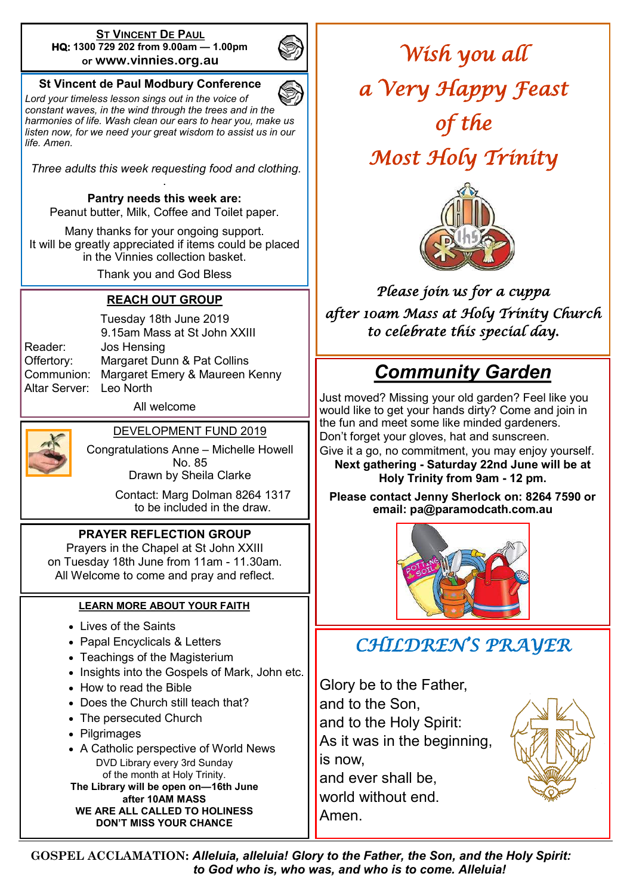## ST VINCENT DE PAUL

**HQ: 1300 729 202 from 9.00am — 1.00pm**
or **www.vinnies.org.au**

### St Vincent de Paul Modbury Conference

*Lord your timeless lesson sings out in the voice of constant waves, in the wind through the trees and in the harmonies of life. Wash clean our ears to hear you, make us listen now, for we need your great wisdom to assist us in our life. Amen.*

*Three adults this week requesting food and clothing.*

**Pantry needs this week are:**
Peanut butter, Milk, Coffee and Toilet paper.

Many thanks for your ongoing support.
It will be greatly appreciated if items could be placed in the Vinnies collection basket.

Thank you and God Bless

### REACH OUT GROUP

Tuesday 18th June 2019
9.15am Mass at St John XXIII

| | |
|---|---|
| Reader: | Jos Hensing |
| Offertory: | Margaret Dunn & Pat Collins |
| Communion: | Margaret Emery & Maureen Kenny |
| Altar Server: | Leo North |

All welcome

### DEVELOPMENT FUND 2019

Congratulations Anne – Michelle Howell
No. 85
Drawn by Sheila Clarke

Contact: Marg Dolman 8264 1317
to be included in the draw.

### PRAYER REFLECTION GROUP

Prayers in the Chapel at St John XXIII
on Tuesday 18th June from 11am - 11.30am.
All Welcome to come and pray and reflect.

### LEARN MORE ABOUT YOUR FAITH

- Lives of the Saints
- Papal Encyclicals & Letters
- Teachings of the Magisterium
- Insights into the Gospels of Mark, John etc.
- How to read the Bible
- Does the Church still teach that?
- The persecuted Church
- Pilgrimages
- A Catholic perspective of World News

DVD Library every 3rd Sunday
of the month at Holy Trinity.

**The Library will be open on—16th June after 10AM MASS**

**WE ARE ALL CALLED TO HOLINESS**
**DON'T MISS YOUR CHANCE**

# *Wish you all a Very Happy Feast of the Most Holy Trinity*

*Please join us for a cuppa after 10am Mass at Holy Trinity Church to celebrate this special day.*

## *Community Garden*

Just moved? Missing your old garden? Feel like you would like to get your hands dirty? Come and join in the fun and meet some like minded gardeners.
Don't forget your gloves, hat and sunscreen.
Give it a go, no commitment, you may enjoy yourself.

**Next gathering - Saturday 22nd June will be at Holy Trinity from 9am - 12 pm.**

**Please contact Jenny Sherlock on: 8264 7590 or email: pa@paramodcath.com.au**

## *CHILDREN'S PRAYER*

Glory be to the Father,
and to the Son,
and to the Holy Spirit:
As it was in the beginning,
is now,
and ever shall be,
world without end.
Amen.

**GOSPEL ACCLAMATION:** ***Alleluia, alleluia! Glory to the Father, the Son, and the Holy Spirit: to God who is, who was, and who is to come. Alleluia!***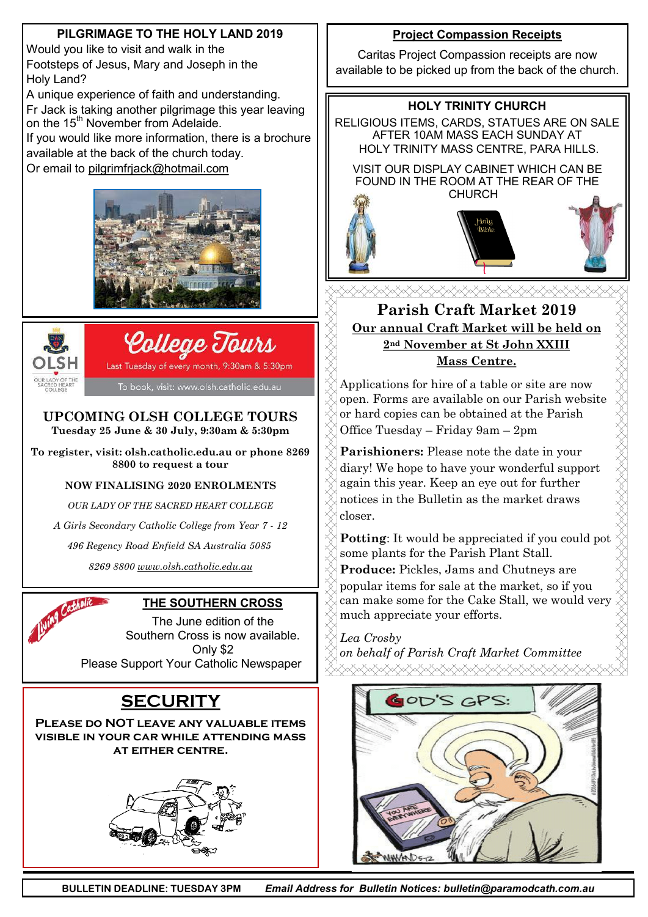## PILGRIMAGE TO THE HOLY LAND 2019

Would you like to visit and walk in the Footsteps of Jesus, Mary and Joseph in the Holy Land?

A unique experience of faith and understanding.

Fr Jack is taking another pilgrimage this year leaving on the 15th November from Adelaide.

If you would like more information, there is a brochure available at the back of the church today.

Or email to pilgrimfrjack@hotmail.com

College Tours

Last Tuesday of every month, 9:30am & 5:30pm

To book, visit: www.olsh.catholic.edu.au

## UPCOMING OLSH COLLEGE TOURS

**Tuesday 25 June & 30 July, 9:30am & 5:30pm**

**To register, visit: olsh.catholic.edu.au or phone 8269 8800 to request a tour**

**NOW FINALISING 2020 ENROLMENTS**

*OUR LADY OF THE SACRED HEART COLLEGE*

*A Girls Secondary Catholic College from Year 7 - 12*

*496 Regency Road Enfield SA Australia 5085*

*8269 8800 www.olsh.catholic.edu.au*

## THE SOUTHERN CROSS

The June edition of the Southern Cross is now available.

Only $2

Please Support Your Catholic Newspaper

## SECURITY

**PLEASE DO NOT LEAVE ANY VALUABLE ITEMS VISIBLE IN YOUR CAR WHILE ATTENDING MASS AT EITHER CENTRE.**

## Project Compassion Receipts

Caritas Project Compassion receipts are now available to be picked up from the back of the church.

## HOLY TRINITY CHURCH

RELIGIOUS ITEMS, CARDS, STATUES ARE ON SALE AFTER 10AM MASS EACH SUNDAY AT HOLY TRINITY MASS CENTRE, PARA HILLS.

VISIT OUR DISPLAY CABINET WHICH CAN BE FOUND IN THE ROOM AT THE REAR OF THE CHURCH

## Parish Craft Market 2019

**Our annual Craft Market will be held on 2nd November at St John XXIII Mass Centre.**

Applications for hire of a table or site are now open. Forms are available on our Parish website or hard copies can be obtained at the Parish Office Tuesday – Friday 9am – 2pm

**Parishioners:** Please note the date in your diary! We hope to have your wonderful support again this year. Keep an eye out for further notices in the Bulletin as the market draws closer.

**Potting**: It would be appreciated if you could pot some plants for the Parish Plant Stall.

**Produce:** Pickles, Jams and Chutneys are popular items for sale at the market, so if you can make some for the Cake Stall, we would very much appreciate your efforts.

*Lea Crosby*

*on behalf of Parish Craft Market Committee*

**BULLETIN DEADLINE: TUESDAY 3PM** ***Email Address for Bulletin Notices: bulletin@paramodcath.com.au***